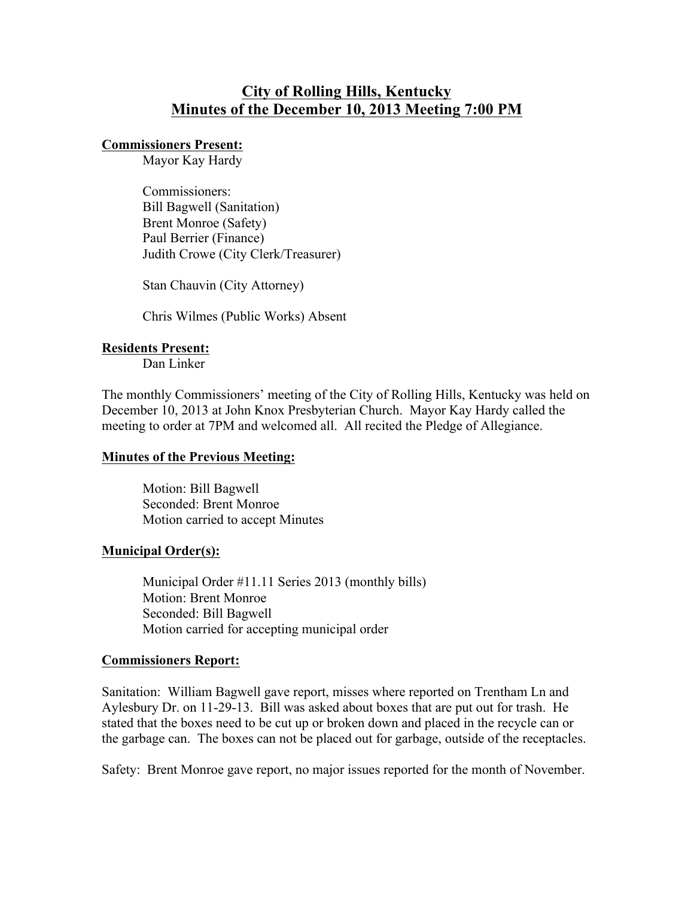# City of Rolling Hills, Kentucky
# Minutes of the December 10, 2013 Meeting 7:00 PM

**Commissioners Present:**

Mayor Kay Hardy

Commissioners:
Bill Bagwell (Sanitation)
Brent Monroe (Safety)
Paul Berrier (Finance)
Judith Crowe (City Clerk/Treasurer)

Stan Chauvin (City Attorney)

Chris Wilmes (Public Works) Absent

**Residents Present:**

Dan Linker

The monthly Commissioners' meeting of the City of Rolling Hills, Kentucky was held on December 10, 2013 at John Knox Presbyterian Church. Mayor Kay Hardy called the meeting to order at 7PM and welcomed all. All recited the Pledge of Allegiance.

**Minutes of the Previous Meeting:**

Motion: Bill Bagwell
Seconded: Brent Monroe
Motion carried to accept Minutes

**Municipal Order(s):**

Municipal Order #11.11 Series 2013 (monthly bills)
Motion: Brent Monroe
Seconded: Bill Bagwell
Motion carried for accepting municipal order

**Commissioners Report:**

Sanitation: William Bagwell gave report, misses where reported on Trentham Ln and Aylesbury Dr. on 11-29-13. Bill was asked about boxes that are put out for trash. He stated that the boxes need to be cut up or broken down and placed in the recycle can or the garbage can. The boxes can not be placed out for garbage, outside of the receptacles.

Safety: Brent Monroe gave report, no major issues reported for the month of November.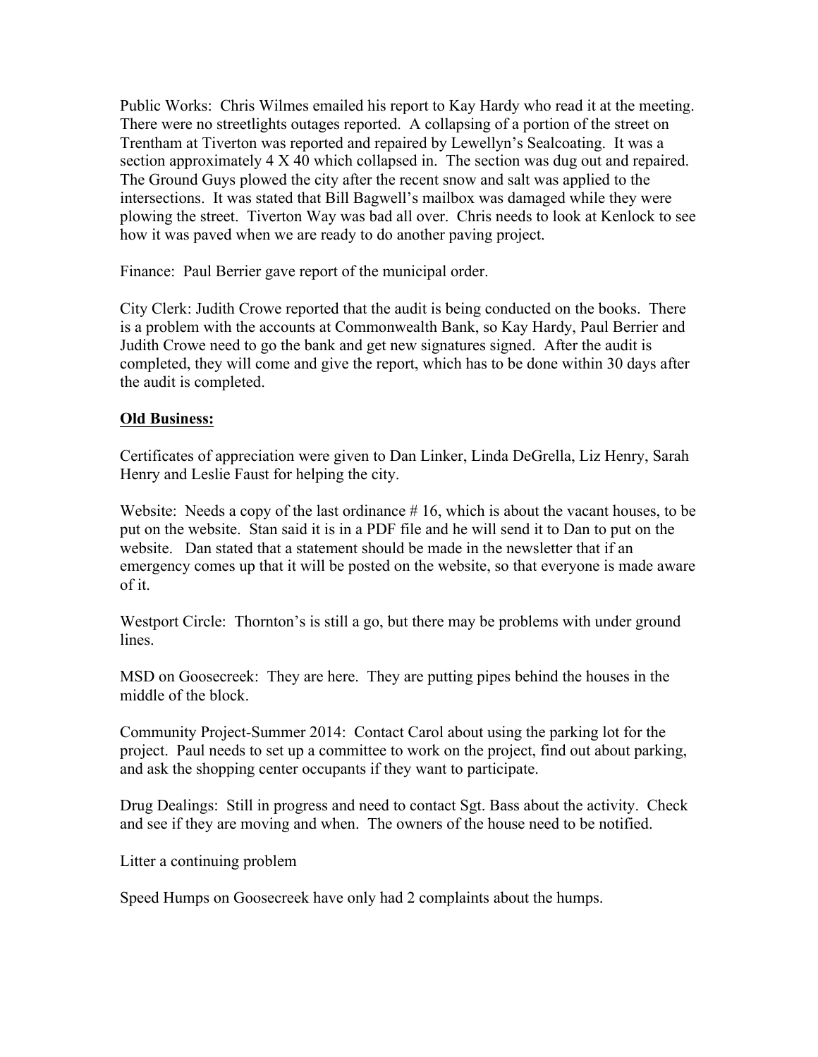Public Works: Chris Wilmes emailed his report to Kay Hardy who read it at the meeting. There were no streetlights outages reported. A collapsing of a portion of the street on Trentham at Tiverton was reported and repaired by Lewellyn's Sealcoating. It was a section approximately 4 X 40 which collapsed in. The section was dug out and repaired. The Ground Guys plowed the city after the recent snow and salt was applied to the intersections. It was stated that Bill Bagwell's mailbox was damaged while they were plowing the street. Tiverton Way was bad all over. Chris needs to look at Kenlock to see how it was paved when we are ready to do another paving project.

Finance: Paul Berrier gave report of the municipal order.

City Clerk: Judith Crowe reported that the audit is being conducted on the books. There is a problem with the accounts at Commonwealth Bank, so Kay Hardy, Paul Berrier and Judith Crowe need to go the bank and get new signatures signed. After the audit is completed, they will come and give the report, which has to be done within 30 days after the audit is completed.

**Old Business:**

Certificates of appreciation were given to Dan Linker, Linda DeGrella, Liz Henry, Sarah Henry and Leslie Faust for helping the city.

Website: Needs a copy of the last ordinance # 16, which is about the vacant houses, to be put on the website. Stan said it is in a PDF file and he will send it to Dan to put on the website. Dan stated that a statement should be made in the newsletter that if an emergency comes up that it will be posted on the website, so that everyone is made aware of it.

Westport Circle: Thornton's is still a go, but there may be problems with under ground lines.

MSD on Goosecreek: They are here. They are putting pipes behind the houses in the middle of the block.

Community Project-Summer 2014: Contact Carol about using the parking lot for the project. Paul needs to set up a committee to work on the project, find out about parking, and ask the shopping center occupants if they want to participate.

Drug Dealings: Still in progress and need to contact Sgt. Bass about the activity. Check and see if they are moving and when. The owners of the house need to be notified.

Litter a continuing problem

Speed Humps on Goosecreek have only had 2 complaints about the humps.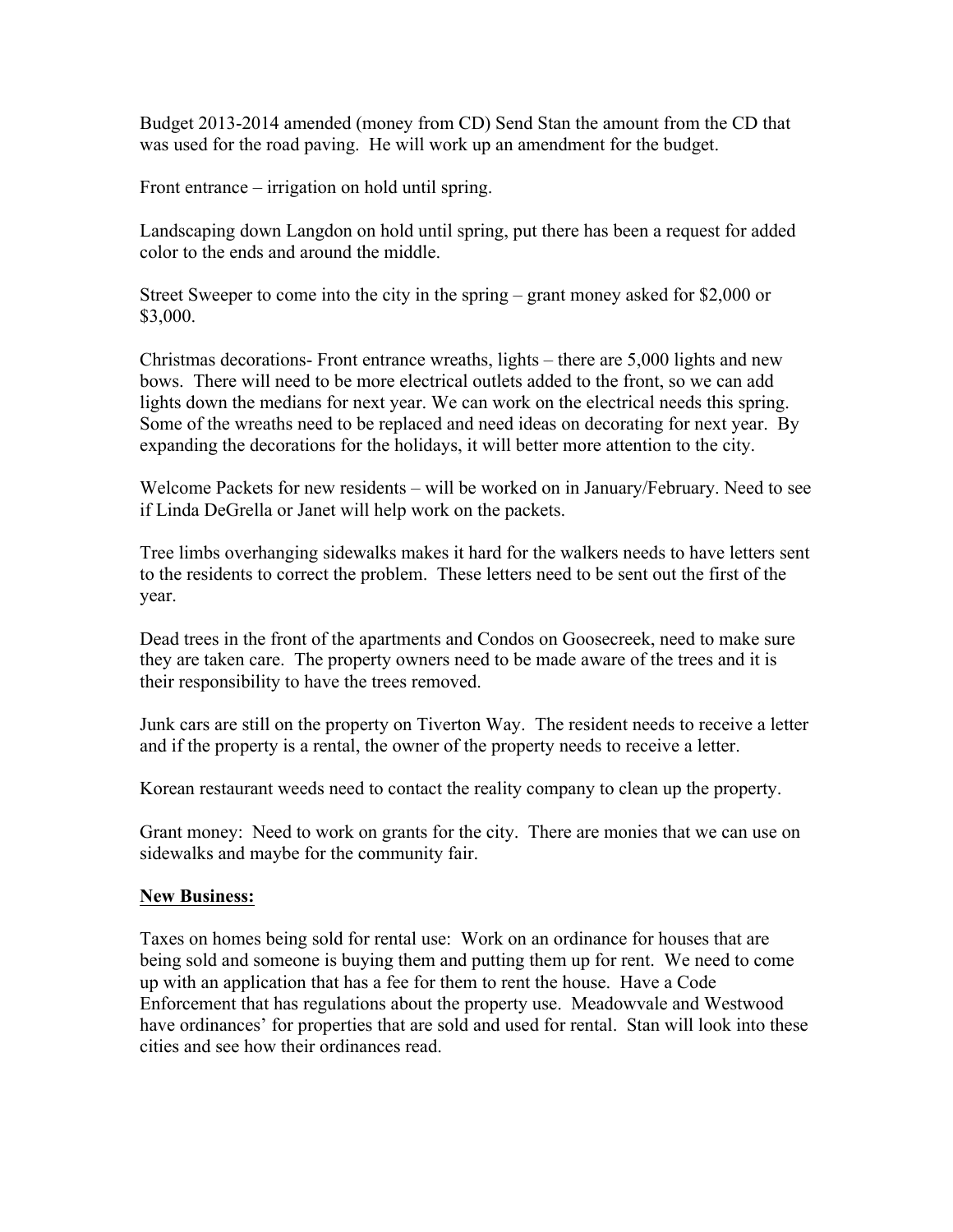Budget 2013-2014 amended (money from CD) Send Stan the amount from the CD that was used for the road paving. He will work up an amendment for the budget.

Front entrance – irrigation on hold until spring.

Landscaping down Langdon on hold until spring, put there has been a request for added color to the ends and around the middle.

Street Sweeper to come into the city in the spring – grant money asked for $2,000 or $3,000.

Christmas decorations- Front entrance wreaths, lights – there are 5,000 lights and new bows. There will need to be more electrical outlets added to the front, so we can add lights down the medians for next year. We can work on the electrical needs this spring. Some of the wreaths need to be replaced and need ideas on decorating for next year. By expanding the decorations for the holidays, it will better more attention to the city.

Welcome Packets for new residents – will be worked on in January/February. Need to see if Linda DeGrella or Janet will help work on the packets.

Tree limbs overhanging sidewalks makes it hard for the walkers needs to have letters sent to the residents to correct the problem. These letters need to be sent out the first of the year.

Dead trees in the front of the apartments and Condos on Goosecreek, need to make sure they are taken care. The property owners need to be made aware of the trees and it is their responsibility to have the trees removed.

Junk cars are still on the property on Tiverton Way. The resident needs to receive a letter and if the property is a rental, the owner of the property needs to receive a letter.

Korean restaurant weeds need to contact the reality company to clean up the property.

Grant money: Need to work on grants for the city. There are monies that we can use on sidewalks and maybe for the community fair.

**New Business:**

Taxes on homes being sold for rental use: Work on an ordinance for houses that are being sold and someone is buying them and putting them up for rent. We need to come up with an application that has a fee for them to rent the house. Have a Code Enforcement that has regulations about the property use. Meadowvale and Westwood have ordinances' for properties that are sold and used for rental. Stan will look into these cities and see how their ordinances read.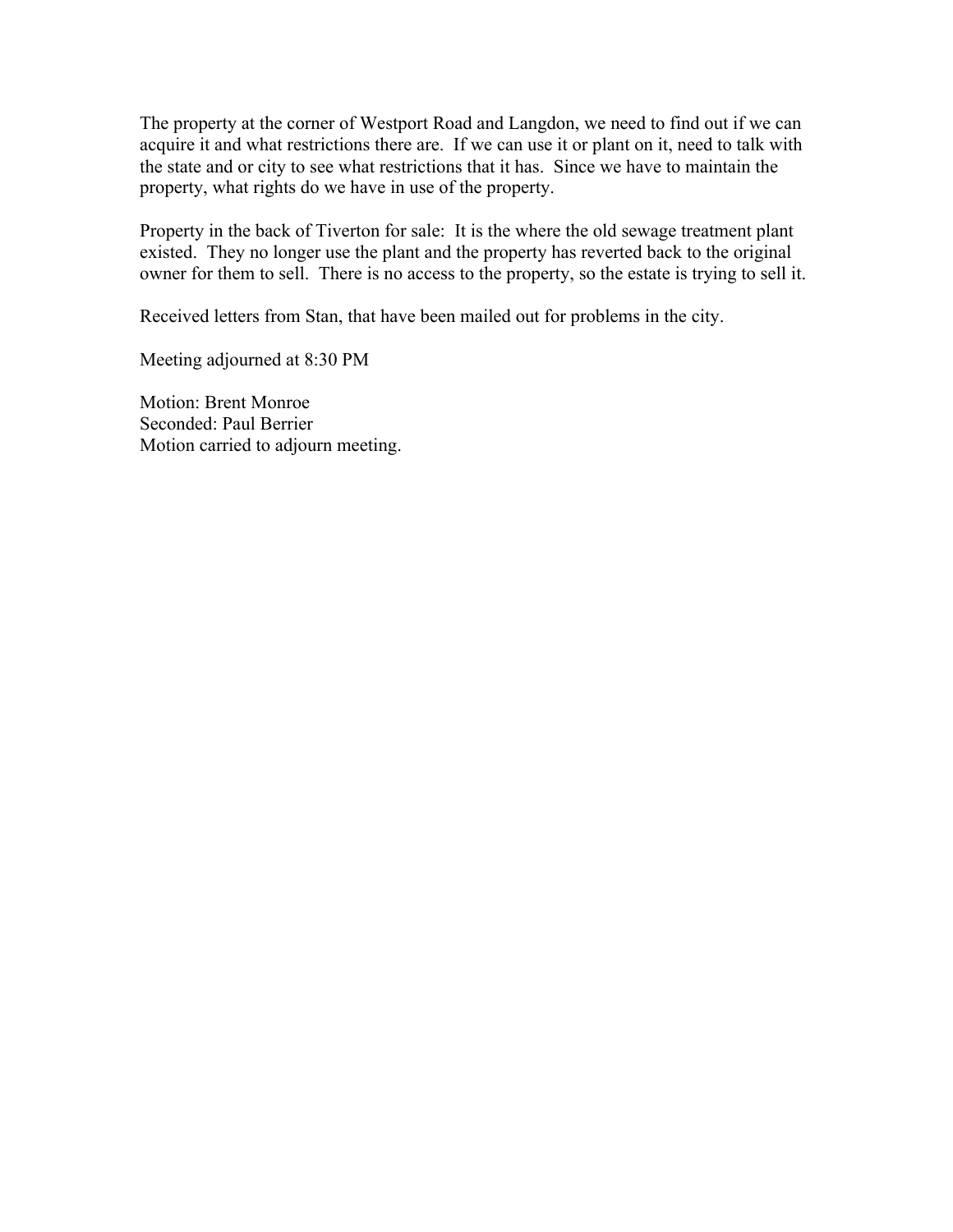The property at the corner of Westport Road and Langdon, we need to find out if we can acquire it and what restrictions there are. If we can use it or plant on it, need to talk with the state and or city to see what restrictions that it has. Since we have to maintain the property, what rights do we have in use of the property.

Property in the back of Tiverton for sale: It is the where the old sewage treatment plant existed. They no longer use the plant and the property has reverted back to the original owner for them to sell. There is no access to the property, so the estate is trying to sell it.

Received letters from Stan, that have been mailed out for problems in the city.

Meeting adjourned at 8:30 PM

Motion: Brent Monroe
Seconded: Paul Berrier
Motion carried to adjourn meeting.